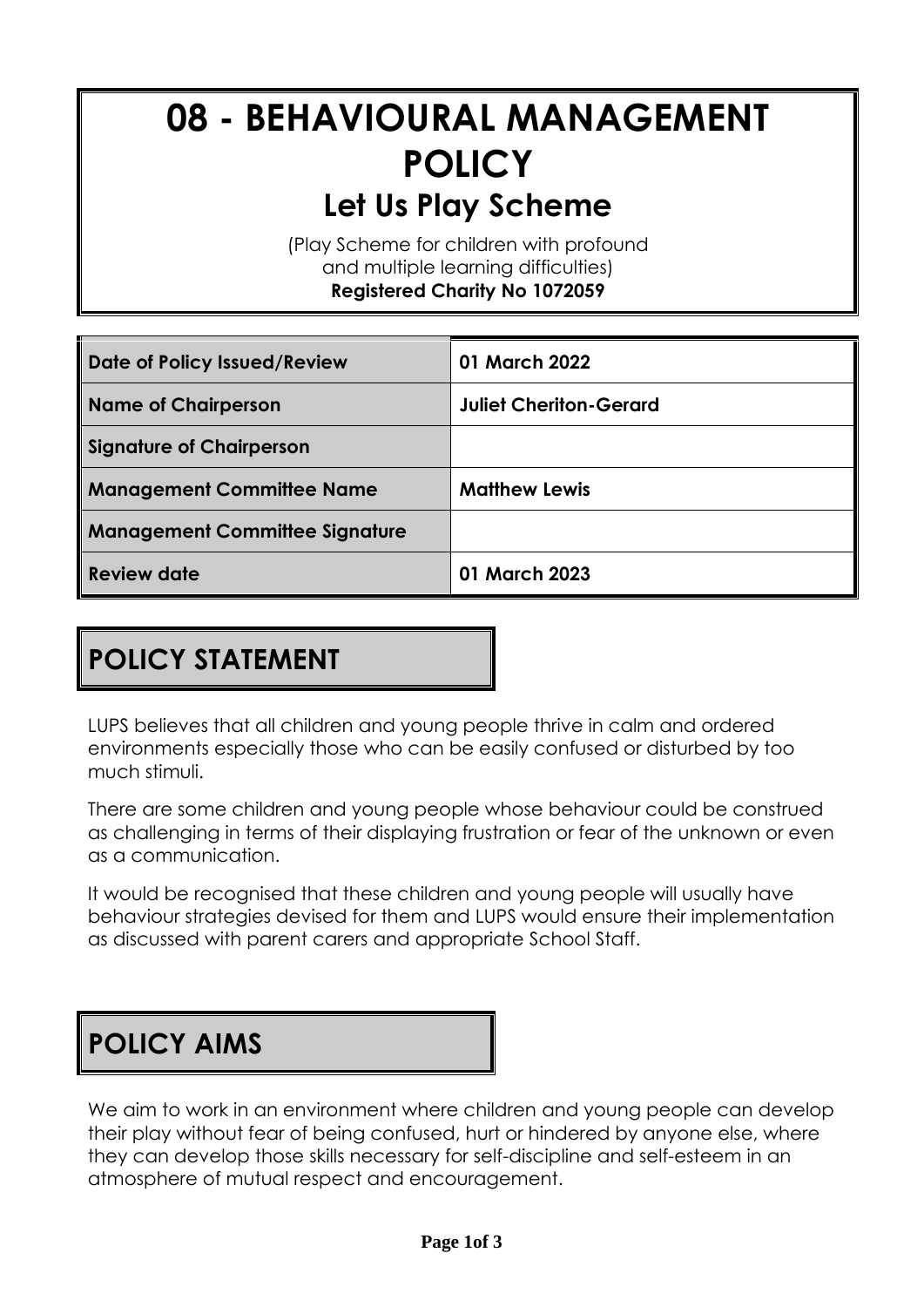# 08 - BEHAVIOURAL MANAGEMENT POLICY

## Let Us Play Scheme

(Play Scheme for children with profound and multiple learning difficulties)
**Registered Charity No 1072059**

| Date of Policy Issued/Review | 01 March 2022 |
|---|---|
| Name of Chairperson | Juliet Cheriton-Gerard |
| Signature of Chairperson | |
| Management Committee Name | Matthew Lewis |
| Management Committee Signature | |
| Review date | 01 March 2023 |

## POLICY STATEMENT

LUPS believes that all children and young people thrive in calm and ordered environments especially those who can be easily confused or disturbed by too much stimuli.

There are some children and young people whose behaviour could be construed as challenging in terms of their displaying frustration or fear of the unknown or even as a communication.

It would be recognised that these children and young people will usually have behaviour strategies devised for them and LUPS would ensure their implementation as discussed with parent carers and appropriate School Staff.

## POLICY AIMS

We aim to work in an environment where children and young people can develop their play without fear of being confused, hurt or hindered by anyone else, where they can develop those skills necessary for self-discipline and self-esteem in an atmosphere of mutual respect and encouragement.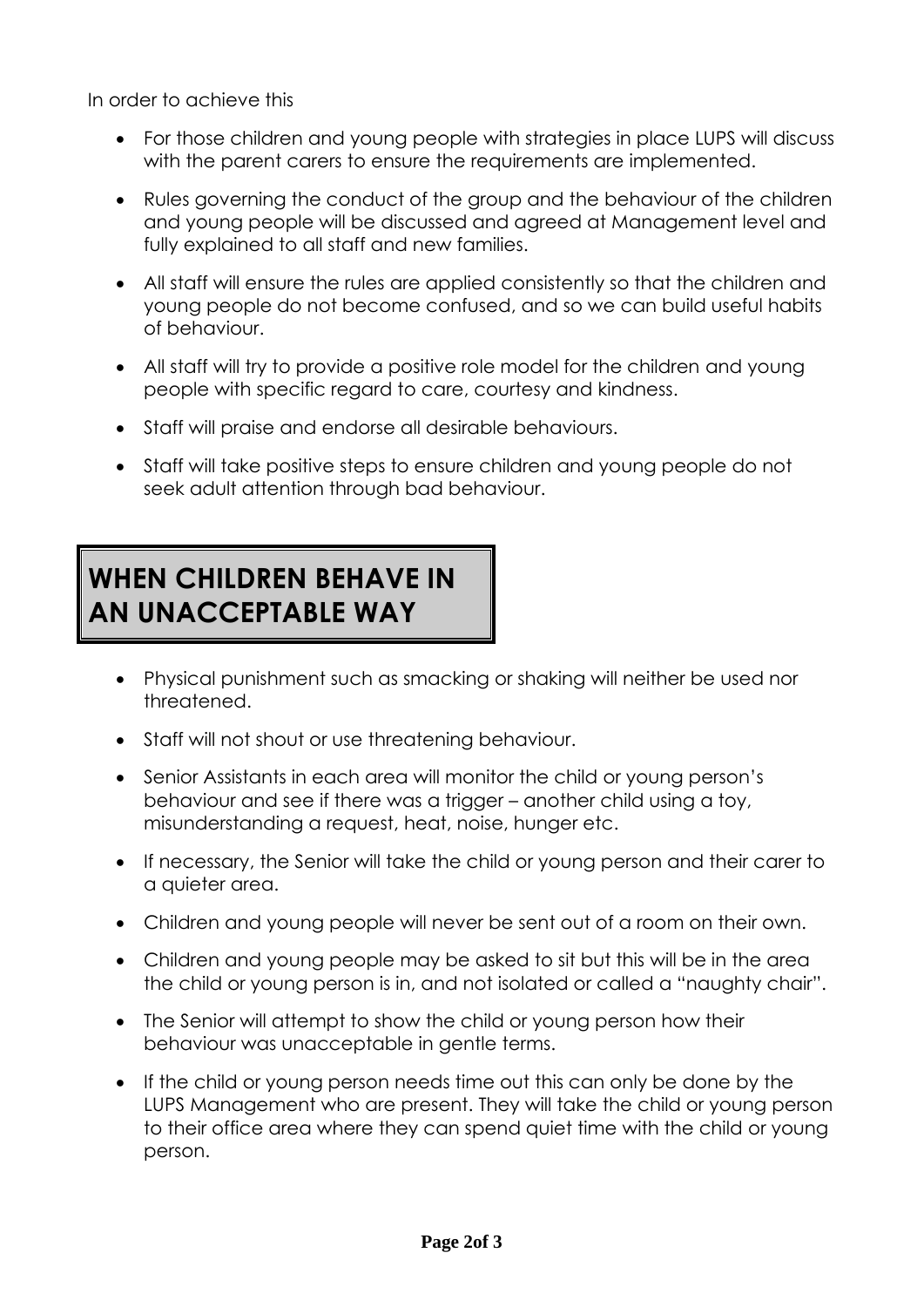In order to achieve this

- For those children and young people with strategies in place LUPS will discuss with the parent carers to ensure the requirements are implemented.
- Rules governing the conduct of the group and the behaviour of the children and young people will be discussed and agreed at Management level and fully explained to all staff and new families.
- All staff will ensure the rules are applied consistently so that the children and young people do not become confused, and so we can build useful habits of behaviour.
- All staff will try to provide a positive role model for the children and young people with specific regard to care, courtesy and kindness.
- Staff will praise and endorse all desirable behaviours.
- Staff will take positive steps to ensure children and young people do not seek adult attention through bad behaviour.

## WHEN CHILDREN BEHAVE IN AN UNACCEPTABLE WAY

- Physical punishment such as smacking or shaking will neither be used nor threatened.
- Staff will not shout or use threatening behaviour.
- Senior Assistants in each area will monitor the child or young person's behaviour and see if there was a trigger – another child using a toy, misunderstanding a request, heat, noise, hunger etc.
- If necessary, the Senior will take the child or young person and their carer to a quieter area.
- Children and young people will never be sent out of a room on their own.
- Children and young people may be asked to sit but this will be in the area the child or young person is in, and not isolated or called a "naughty chair".
- The Senior will attempt to show the child or young person how their behaviour was unacceptable in gentle terms.
- If the child or young person needs time out this can only be done by the LUPS Management who are present. They will take the child or young person to their office area where they can spend quiet time with the child or young person.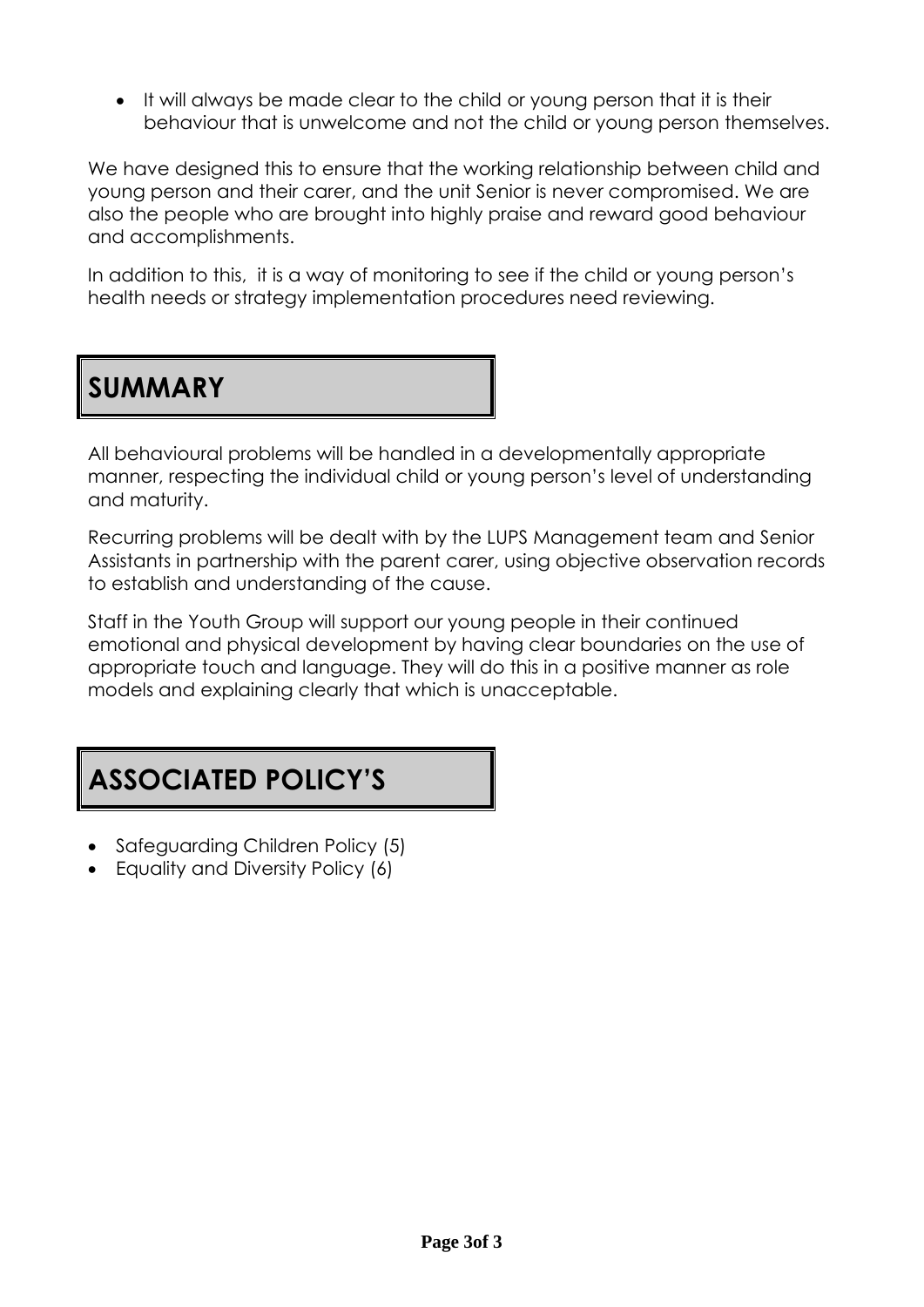- It will always be made clear to the child or young person that it is their behaviour that is unwelcome and not the child or young person themselves.

We have designed this to ensure that the working relationship between child and young person and their carer, and the unit Senior is never compromised. We are also the people who are brought into highly praise and reward good behaviour and accomplishments.

In addition to this, it is a way of monitoring to see if the child or young person's health needs or strategy implementation procedures need reviewing.

## SUMMARY

All behavioural problems will be handled in a developmentally appropriate manner, respecting the individual child or young person's level of understanding and maturity.

Recurring problems will be dealt with by the LUPS Management team and Senior Assistants in partnership with the parent carer, using objective observation records to establish and understanding of the cause.

Staff in the Youth Group will support our young people in their continued emotional and physical development by having clear boundaries on the use of appropriate touch and language. They will do this in a positive manner as role models and explaining clearly that which is unacceptable.

## ASSOCIATED POLICY'S

- Safeguarding Children Policy (5)
- Equality and Diversity Policy (6)